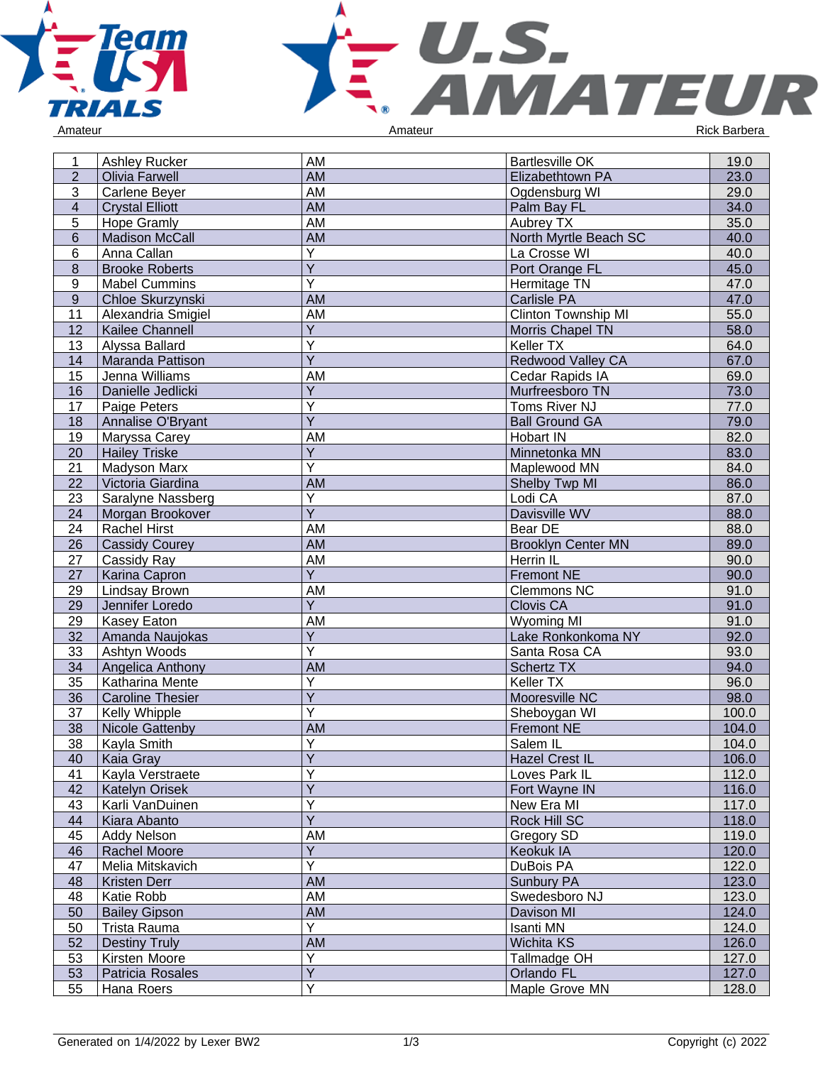Amateur | Amateur | Rick Barbera

| | | | | |
|---|---|---|---|---|
| 1 | Ashley Rucker | AM | Bartlesville OK | 19.0 |
| 2 | Olivia Farwell | AM | Elizabethtown PA | 23.0 |
| 3 | Carlene Beyer | AM | Ogdensburg WI | 29.0 |
| 4 | Crystal Elliott | AM | Palm Bay FL | 34.0 |
| 5 | Hope Gramly | AM | Aubrey TX | 35.0 |
| 6 | Madison McCall | AM | North Myrtle Beach SC | 40.0 |
| 6 | Anna Callan | Y | La Crosse WI | 40.0 |
| 8 | Brooke Roberts | Y | Port Orange FL | 45.0 |
| 9 | Mabel Cummins | Y | Hermitage TN | 47.0 |
| 9 | Chloe Skurzynski | AM | Carlisle PA | 47.0 |
| 11 | Alexandria Smigiel | AM | Clinton Township MI | 55.0 |
| 12 | Kailee Channell | Y | Morris Chapel TN | 58.0 |
| 13 | Alyssa Ballard | Y | Keller TX | 64.0 |
| 14 | Maranda Pattison | Y | Redwood Valley CA | 67.0 |
| 15 | Jenna Williams | AM | Cedar Rapids IA | 69.0 |
| 16 | Danielle Jedlicki | Y | Murfreesboro TN | 73.0 |
| 17 | Paige Peters | Y | Toms River NJ | 77.0 |
| 18 | Annalise O'Bryant | Y | Ball Ground GA | 79.0 |
| 19 | Maryssa Carey | AM | Hobart IN | 82.0 |
| 20 | Hailey Triske | Y | Minnetonka MN | 83.0 |
| 21 | Madyson Marx | Y | Maplewood MN | 84.0 |
| 22 | Victoria Giardina | AM | Shelby Twp MI | 86.0 |
| 23 | Saralyne Nassberg | Y | Lodi CA | 87.0 |
| 24 | Morgan Brookover | Y | Davisville WV | 88.0 |
| 24 | Rachel Hirst | AM | Bear DE | 88.0 |
| 26 | Cassidy Courey | AM | Brooklyn Center MN | 89.0 |
| 27 | Cassidy Ray | AM | Herrin IL | 90.0 |
| 27 | Karina Capron | Y | Fremont NE | 90.0 |
| 29 | Lindsay Brown | AM | Clemmons NC | 91.0 |
| 29 | Jennifer Loredo | Y | Clovis CA | 91.0 |
| 29 | Kasey Eaton | AM | Wyoming MI | 91.0 |
| 32 | Amanda Naujokas | Y | Lake Ronkonkoma NY | 92.0 |
| 33 | Ashtyn Woods | Y | Santa Rosa CA | 93.0 |
| 34 | Angelica Anthony | AM | Schertz TX | 94.0 |
| 35 | Katharina Mente | Y | Keller TX | 96.0 |
| 36 | Caroline Thesier | Y | Mooresville NC | 98.0 |
| 37 | Kelly Whipple | Y | Sheboygan WI | 100.0 |
| 38 | Nicole Gattenby | AM | Fremont NE | 104.0 |
| 38 | Kayla Smith | Y | Salem IL | 104.0 |
| 40 | Kaia Gray | Y | Hazel Crest IL | 106.0 |
| 41 | Kayla Verstraete | Y | Loves Park IL | 112.0 |
| 42 | Katelyn Orisek | Y | Fort Wayne IN | 116.0 |
| 43 | Karli VanDuinen | Y | New Era MI | 117.0 |
| 44 | Kiara Abanto | Y | Rock Hill SC | 118.0 |
| 45 | Addy Nelson | AM | Gregory SD | 119.0 |
| 46 | Rachel Moore | Y | Keokuk IA | 120.0 |
| 47 | Melia Mitskavich | Y | DuBois PA | 122.0 |
| 48 | Kristen Derr | AM | Sunbury PA | 123.0 |
| 48 | Katie Robb | AM | Swedesboro NJ | 123.0 |
| 50 | Bailey Gipson | AM | Davison MI | 124.0 |
| 50 | Trista Rauma | Y | Isanti MN | 124.0 |
| 52 | Destiny Truly | AM | Wichita KS | 126.0 |
| 53 | Kirsten Moore | Y | Tallmadge OH | 127.0 |
| 53 | Patricia Rosales | Y | Orlando FL | 127.0 |
| 55 | Hana Roers | Y | Maple Grove MN | 128.0 |

Generated on 1/4/2022 by Lexer BW2 | Copyright (c) 2022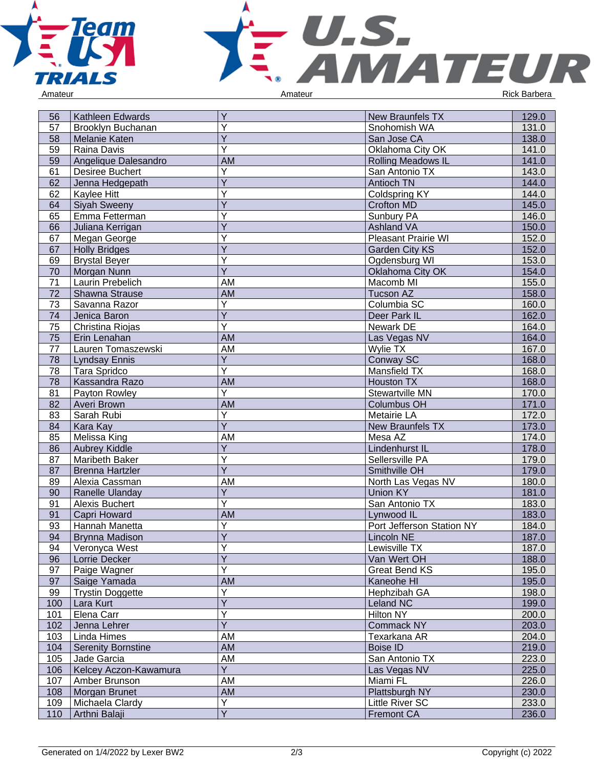| | | | | |
|---|---|---|---|---|
| 56 | Kathleen Edwards | Y | New Braunfels TX | 129.0 |
| 57 | Brooklyn Buchanan | Y | Snohomish WA | 131.0 |
| 58 | Melanie Katen | Y | San Jose CA | 138.0 |
| 59 | Raina Davis | Y | Oklahoma City OK | 141.0 |
| 59 | Angelique Dalesandro | AM | Rolling Meadows IL | 141.0 |
| 61 | Desiree Buchert | Y | San Antonio TX | 143.0 |
| 62 | Jenna Hedgepath | Y | Antioch TN | 144.0 |
| 62 | Kaylee Hitt | Y | Coldspring KY | 144.0 |
| 64 | Siyah Sweeny | Y | Crofton MD | 145.0 |
| 65 | Emma Fetterman | Y | Sunbury PA | 146.0 |
| 66 | Juliana Kerrigan | Y | Ashland VA | 150.0 |
| 67 | Megan George | Y | Pleasant Prairie WI | 152.0 |
| 67 | Holly Bridges | Y | Garden City KS | 152.0 |
| 69 | Brystal Beyer | Y | Ogdensburg WI | 153.0 |
| 70 | Morgan Nunn | Y | Oklahoma City OK | 154.0 |
| 71 | Laurin Prebelich | AM | Macomb MI | 155.0 |
| 72 | Shawna Strause | AM | Tucson AZ | 158.0 |
| 73 | Savanna Razor | Y | Columbia SC | 160.0 |
| 74 | Jenica Baron | Y | Deer Park IL | 162.0 |
| 75 | Christina Riojas | Y | Newark DE | 164.0 |
| 75 | Erin Lenahan | AM | Las Vegas NV | 164.0 |
| 77 | Lauren Tomaszewski | AM | Wylie TX | 167.0 |
| 78 | Lyndsay Ennis | Y | Conway SC | 168.0 |
| 78 | Tara Spridco | Y | Mansfield TX | 168.0 |
| 78 | Kassandra Razo | AM | Houston TX | 168.0 |
| 81 | Payton Rowley | Y | Stewartville MN | 170.0 |
| 82 | Averi Brown | AM | Columbus OH | 171.0 |
| 83 | Sarah Rubi | Y | Metairie LA | 172.0 |
| 84 | Kara Kay | Y | New Braunfels TX | 173.0 |
| 85 | Melissa King | AM | Mesa AZ | 174.0 |
| 86 | Aubrey Kiddle | Y | Lindenhurst IL | 178.0 |
| 87 | Maribeth Baker | Y | Sellersville PA | 179.0 |
| 87 | Brenna Hartzler | Y | Smithville OH | 179.0 |
| 89 | Alexia Cassman | AM | North Las Vegas NV | 180.0 |
| 90 | Ranelle Ulanday | Y | Union KY | 181.0 |
| 91 | Alexis Buchert | Y | San Antonio TX | 183.0 |
| 91 | Capri Howard | AM | Lynwood IL | 183.0 |
| 93 | Hannah Manetta | Y | Port Jefferson Station NY | 184.0 |
| 94 | Brynna Madison | Y | Lincoln NE | 187.0 |
| 94 | Veronyca West | Y | Lewisville TX | 187.0 |
| 96 | Lorrie Decker | Y | Van Wert OH | 188.0 |
| 97 | Paige Wagner | Y | Great Bend KS | 195.0 |
| 97 | Saige Yamada | AM | Kaneohe HI | 195.0 |
| 99 | Trystin Doggette | Y | Hephzibah GA | 198.0 |
| 100 | Lara Kurt | Y | Leland NC | 199.0 |
| 101 | Elena Carr | Y | Hilton NY | 200.0 |
| 102 | Jenna Lehrer | Y | Commack NY | 203.0 |
| 103 | Linda Himes | AM | Texarkana AR | 204.0 |
| 104 | Serenity Bornstine | AM | Boise ID | 219.0 |
| 105 | Jade Garcia | AM | San Antonio TX | 223.0 |
| 106 | Kelcey Aczon-Kawamura | Y | Las Vegas NV | 225.0 |
| 107 | Amber Brunson | AM | Miami FL | 226.0 |
| 108 | Morgan Brunet | AM | Plattsburgh NY | 230.0 |
| 109 | Michaela Clardy | Y | Little River SC | 233.0 |
| 110 | Arthni Balaji | Y | Fremont CA | 236.0 |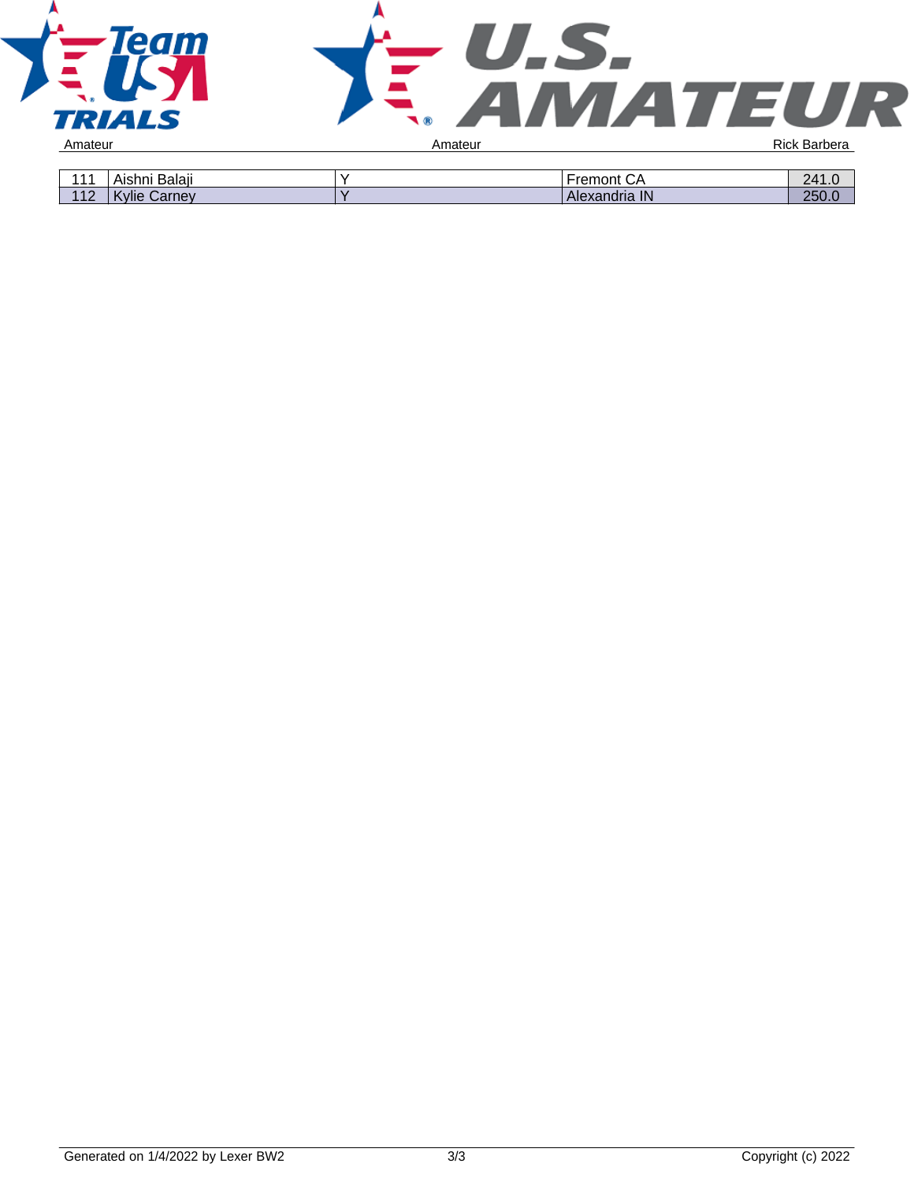| | | | | |
|---|---|---|---|---|
| 111 | Aishni Balaji | Y | Fremont CA | 241.0 |
| 112 | Kylie Carney | Y | Alexandria IN | 250.0 |